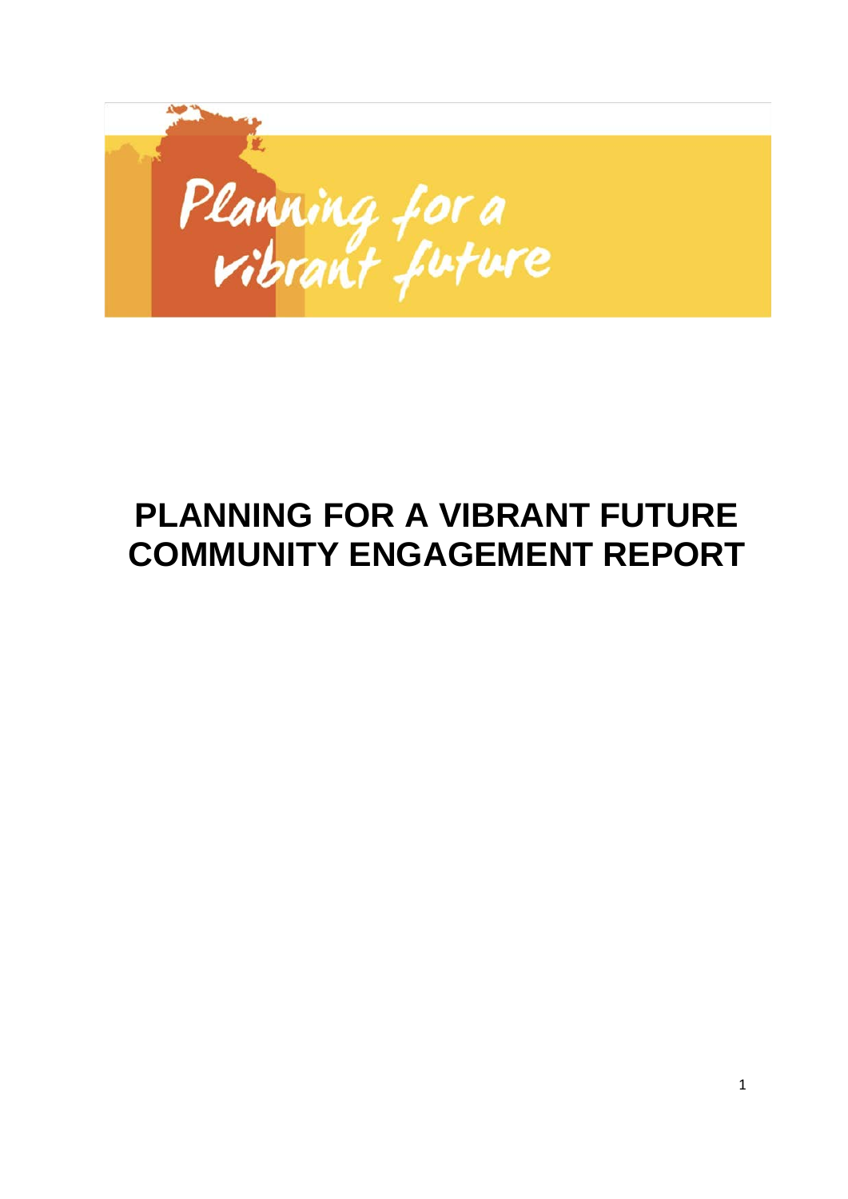Planning for a vibrant future

# PLANNING FOR A VIBRANT FUTURE COMMUNITY ENGAGEMENT REPORT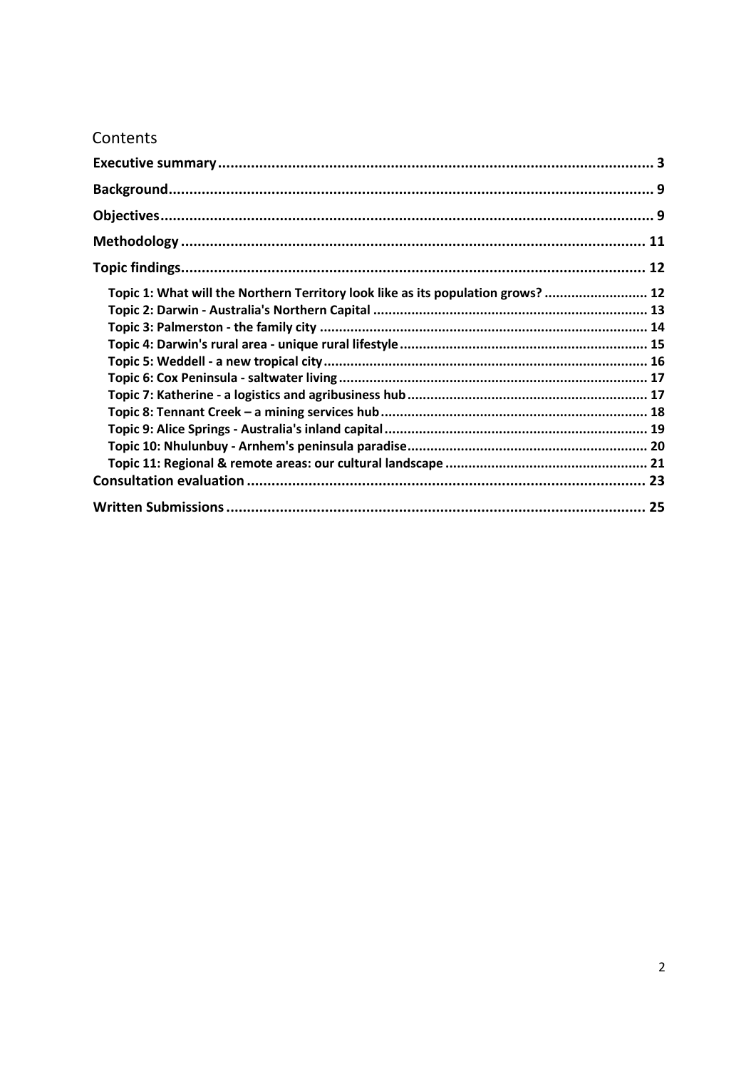# Contents

| | |
|---|---|
| **Executive summary** | **3** |
| **Background** | **9** |
| **Objectives** | **9** |
| **Methodology** | **11** |
| **Topic findings** | **12** |
| Topic 1: What will the Northern Territory look like as its population grows? | 12 |
| Topic 2: Darwin - Australia's Northern Capital | 13 |
| Topic 3: Palmerston - the family city | 14 |
| Topic 4: Darwin's rural area - unique rural lifestyle | 15 |
| Topic 5: Weddell - a new tropical city | 16 |
| Topic 6: Cox Peninsula - saltwater living | 17 |
| Topic 7: Katherine - a logistics and agribusiness hub | 17 |
| Topic 8: Tennant Creek – a mining services hub | 18 |
| Topic 9: Alice Springs - Australia's inland capital | 19 |
| Topic 10: Nhulunbuy - Arnhem's peninsula paradise | 20 |
| Topic 11: Regional & remote areas: our cultural landscape | 21 |
| **Consultation evaluation** | **23** |
| **Written Submissions** | **25** |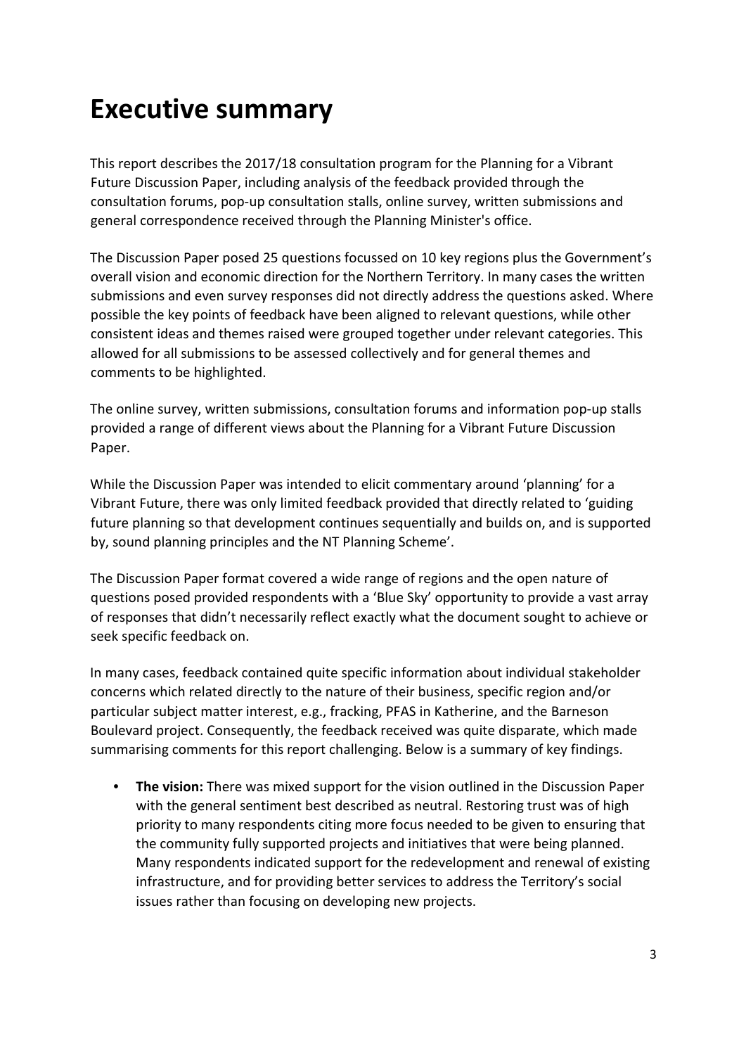# Executive summary

This report describes the 2017/18 consultation program for the Planning for a Vibrant Future Discussion Paper, including analysis of the feedback provided through the consultation forums, pop-up consultation stalls, online survey, written submissions and general correspondence received through the Planning Minister's office.

The Discussion Paper posed 25 questions focussed on 10 key regions plus the Government's overall vision and economic direction for the Northern Territory. In many cases the written submissions and even survey responses did not directly address the questions asked. Where possible the key points of feedback have been aligned to relevant questions, while other consistent ideas and themes raised were grouped together under relevant categories. This allowed for all submissions to be assessed collectively and for general themes and comments to be highlighted.

The online survey, written submissions, consultation forums and information pop-up stalls provided a range of different views about the Planning for a Vibrant Future Discussion Paper.

While the Discussion Paper was intended to elicit commentary around 'planning' for a Vibrant Future, there was only limited feedback provided that directly related to 'guiding future planning so that development continues sequentially and builds on, and is supported by, sound planning principles and the NT Planning Scheme'.

The Discussion Paper format covered a wide range of regions and the open nature of questions posed provided respondents with a 'Blue Sky' opportunity to provide a vast array of responses that didn't necessarily reflect exactly what the document sought to achieve or seek specific feedback on.

In many cases, feedback contained quite specific information about individual stakeholder concerns which related directly to the nature of their business, specific region and/or particular subject matter interest, e.g., fracking, PFAS in Katherine, and the Barneson Boulevard project. Consequently, the feedback received was quite disparate, which made summarising comments for this report challenging. Below is a summary of key findings.

- **The vision:** There was mixed support for the vision outlined in the Discussion Paper with the general sentiment best described as neutral. Restoring trust was of high priority to many respondents citing more focus needed to be given to ensuring that the community fully supported projects and initiatives that were being planned. Many respondents indicated support for the redevelopment and renewal of existing infrastructure, and for providing better services to address the Territory's social issues rather than focusing on developing new projects.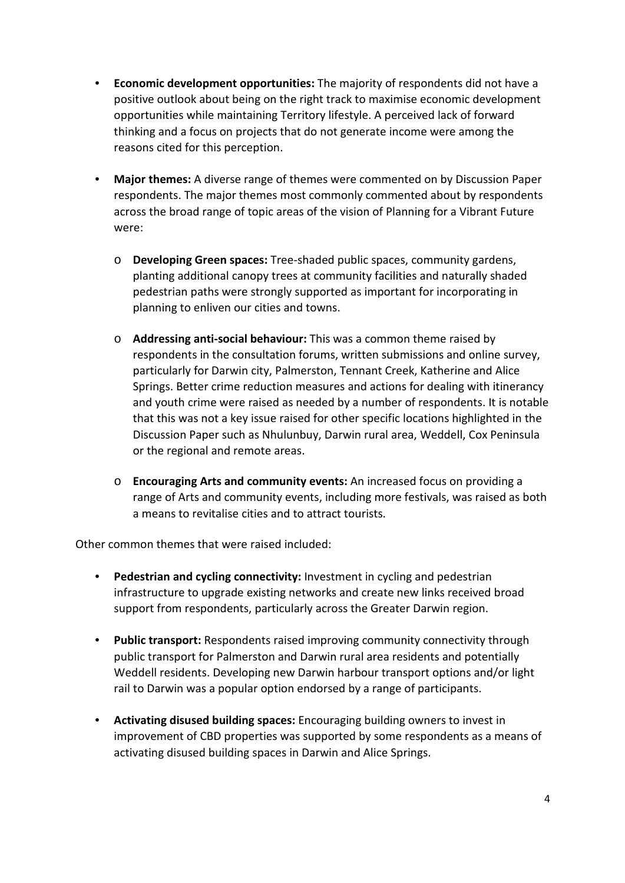- **Economic development opportunities:** The majority of respondents did not have a positive outlook about being on the right track to maximise economic development opportunities while maintaining Territory lifestyle. A perceived lack of forward thinking and a focus on projects that do not generate income were among the reasons cited for this perception.

- **Major themes:** A diverse range of themes were commented on by Discussion Paper respondents. The major themes most commonly commented about by respondents across the broad range of topic areas of the vision of Planning for a Vibrant Future were:

  - **Developing Green spaces:** Tree-shaded public spaces, community gardens, planting additional canopy trees at community facilities and naturally shaded pedestrian paths were strongly supported as important for incorporating in planning to enliven our cities and towns.

  - **Addressing anti-social behaviour:** This was a common theme raised by respondents in the consultation forums, written submissions and online survey, particularly for Darwin city, Palmerston, Tennant Creek, Katherine and Alice Springs. Better crime reduction measures and actions for dealing with itinerancy and youth crime were raised as needed by a number of respondents. It is notable that this was not a key issue raised for other specific locations highlighted in the Discussion Paper such as Nhulunbuy, Darwin rural area, Weddell, Cox Peninsula or the regional and remote areas.

  - **Encouraging Arts and community events:** An increased focus on providing a range of Arts and community events, including more festivals, was raised as both a means to revitalise cities and to attract tourists.

Other common themes that were raised included:

- **Pedestrian and cycling connectivity:** Investment in cycling and pedestrian infrastructure to upgrade existing networks and create new links received broad support from respondents, particularly across the Greater Darwin region.

- **Public transport:** Respondents raised improving community connectivity through public transport for Palmerston and Darwin rural area residents and potentially Weddell residents. Developing new Darwin harbour transport options and/or light rail to Darwin was a popular option endorsed by a range of participants.

- **Activating disused building spaces:** Encouraging building owners to invest in improvement of CBD properties was supported by some respondents as a means of activating disused building spaces in Darwin and Alice Springs.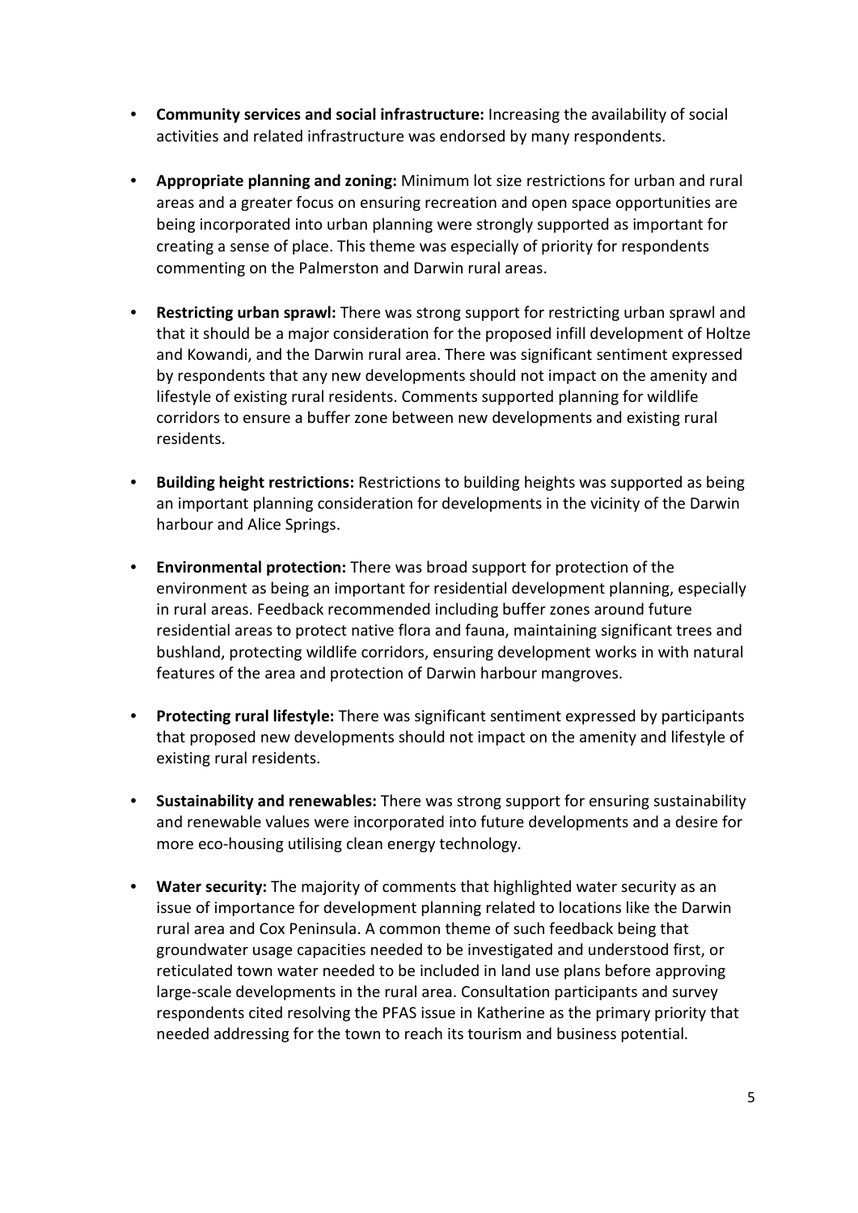- **Community services and social infrastructure:** Increasing the availability of social activities and related infrastructure was endorsed by many respondents.

- **Appropriate planning and zoning:** Minimum lot size restrictions for urban and rural areas and a greater focus on ensuring recreation and open space opportunities are being incorporated into urban planning were strongly supported as important for creating a sense of place. This theme was especially of priority for respondents commenting on the Palmerston and Darwin rural areas.

- **Restricting urban sprawl:** There was strong support for restricting urban sprawl and that it should be a major consideration for the proposed infill development of Holtze and Kowandi, and the Darwin rural area. There was significant sentiment expressed by respondents that any new developments should not impact on the amenity and lifestyle of existing rural residents. Comments supported planning for wildlife corridors to ensure a buffer zone between new developments and existing rural residents.

- **Building height restrictions:** Restrictions to building heights was supported as being an important planning consideration for developments in the vicinity of the Darwin harbour and Alice Springs.

- **Environmental protection:** There was broad support for protection of the environment as being an important for residential development planning, especially in rural areas. Feedback recommended including buffer zones around future residential areas to protect native flora and fauna, maintaining significant trees and bushland, protecting wildlife corridors, ensuring development works in with natural features of the area and protection of Darwin harbour mangroves.

- **Protecting rural lifestyle:** There was significant sentiment expressed by participants that proposed new developments should not impact on the amenity and lifestyle of existing rural residents.

- **Sustainability and renewables:** There was strong support for ensuring sustainability and renewable values were incorporated into future developments and a desire for more eco-housing utilising clean energy technology.

- **Water security:** The majority of comments that highlighted water security as an issue of importance for development planning related to locations like the Darwin rural area and Cox Peninsula. A common theme of such feedback being that groundwater usage capacities needed to be investigated and understood first, or reticulated town water needed to be included in land use plans before approving large-scale developments in the rural area. Consultation participants and survey respondents cited resolving the PFAS issue in Katherine as the primary priority that needed addressing for the town to reach its tourism and business potential.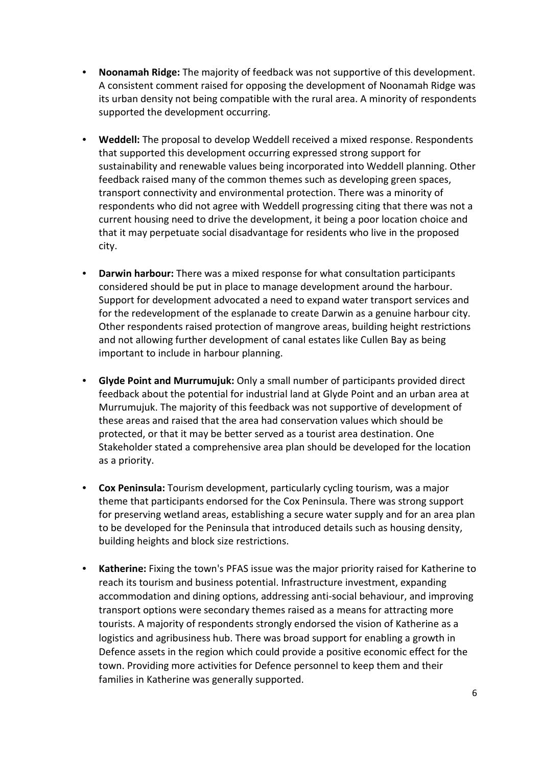- **Noonamah Ridge:** The majority of feedback was not supportive of this development. A consistent comment raised for opposing the development of Noonamah Ridge was its urban density not being compatible with the rural area. A minority of respondents supported the development occurring.

- **Weddell:** The proposal to develop Weddell received a mixed response. Respondents that supported this development occurring expressed strong support for sustainability and renewable values being incorporated into Weddell planning. Other feedback raised many of the common themes such as developing green spaces, transport connectivity and environmental protection. There was a minority of respondents who did not agree with Weddell progressing citing that there was not a current housing need to drive the development, it being a poor location choice and that it may perpetuate social disadvantage for residents who live in the proposed city.

- **Darwin harbour:** There was a mixed response for what consultation participants considered should be put in place to manage development around the harbour. Support for development advocated a need to expand water transport services and for the redevelopment of the esplanade to create Darwin as a genuine harbour city. Other respondents raised protection of mangrove areas, building height restrictions and not allowing further development of canal estates like Cullen Bay as being important to include in harbour planning.

- **Glyde Point and Murrumujuk:** Only a small number of participants provided direct feedback about the potential for industrial land at Glyde Point and an urban area at Murrumujuk. The majority of this feedback was not supportive of development of these areas and raised that the area had conservation values which should be protected, or that it may be better served as a tourist area destination. One Stakeholder stated a comprehensive area plan should be developed for the location as a priority.

- **Cox Peninsula:** Tourism development, particularly cycling tourism, was a major theme that participants endorsed for the Cox Peninsula. There was strong support for preserving wetland areas, establishing a secure water supply and for an area plan to be developed for the Peninsula that introduced details such as housing density, building heights and block size restrictions.

- **Katherine:** Fixing the town's PFAS issue was the major priority raised for Katherine to reach its tourism and business potential. Infrastructure investment, expanding accommodation and dining options, addressing anti-social behaviour, and improving transport options were secondary themes raised as a means for attracting more tourists. A majority of respondents strongly endorsed the vision of Katherine as a logistics and agribusiness hub. There was broad support for enabling a growth in Defence assets in the region which could provide a positive economic effect for the town. Providing more activities for Defence personnel to keep them and their families in Katherine was generally supported.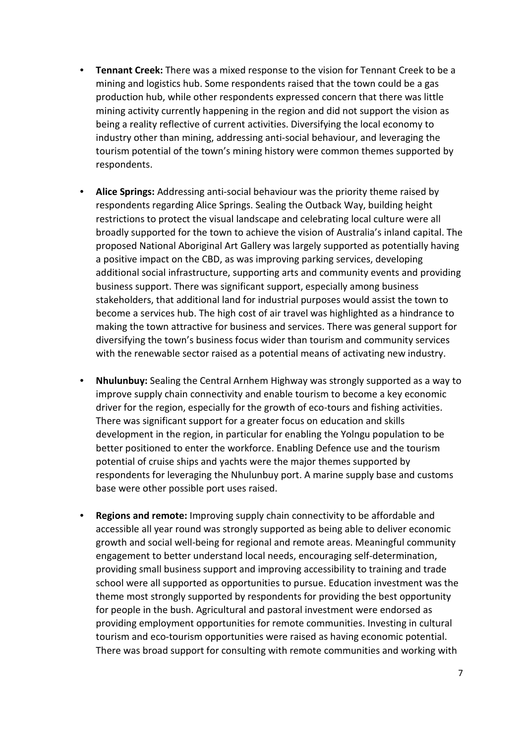- **Tennant Creek:** There was a mixed response to the vision for Tennant Creek to be a mining and logistics hub. Some respondents raised that the town could be a gas production hub, while other respondents expressed concern that there was little mining activity currently happening in the region and did not support the vision as being a reality reflective of current activities. Diversifying the local economy to industry other than mining, addressing anti-social behaviour, and leveraging the tourism potential of the town's mining history were common themes supported by respondents.

- **Alice Springs:** Addressing anti-social behaviour was the priority theme raised by respondents regarding Alice Springs. Sealing the Outback Way, building height restrictions to protect the visual landscape and celebrating local culture were all broadly supported for the town to achieve the vision of Australia's inland capital. The proposed National Aboriginal Art Gallery was largely supported as potentially having a positive impact on the CBD, as was improving parking services, developing additional social infrastructure, supporting arts and community events and providing business support. There was significant support, especially among business stakeholders, that additional land for industrial purposes would assist the town to become a services hub. The high cost of air travel was highlighted as a hindrance to making the town attractive for business and services. There was general support for diversifying the town's business focus wider than tourism and community services with the renewable sector raised as a potential means of activating new industry.

- **Nhulunbuy:** Sealing the Central Arnhem Highway was strongly supported as a way to improve supply chain connectivity and enable tourism to become a key economic driver for the region, especially for the growth of eco-tours and fishing activities. There was significant support for a greater focus on education and skills development in the region, in particular for enabling the Yolngu population to be better positioned to enter the workforce. Enabling Defence use and the tourism potential of cruise ships and yachts were the major themes supported by respondents for leveraging the Nhulunbuy port. A marine supply base and customs base were other possible port uses raised.

- **Regions and remote:** Improving supply chain connectivity to be affordable and accessible all year round was strongly supported as being able to deliver economic growth and social well-being for regional and remote areas. Meaningful community engagement to better understand local needs, encouraging self-determination, providing small business support and improving accessibility to training and trade school were all supported as opportunities to pursue. Education investment was the theme most strongly supported by respondents for providing the best opportunity for people in the bush. Agricultural and pastoral investment were endorsed as providing employment opportunities for remote communities. Investing in cultural tourism and eco-tourism opportunities were raised as having economic potential. There was broad support for consulting with remote communities and working with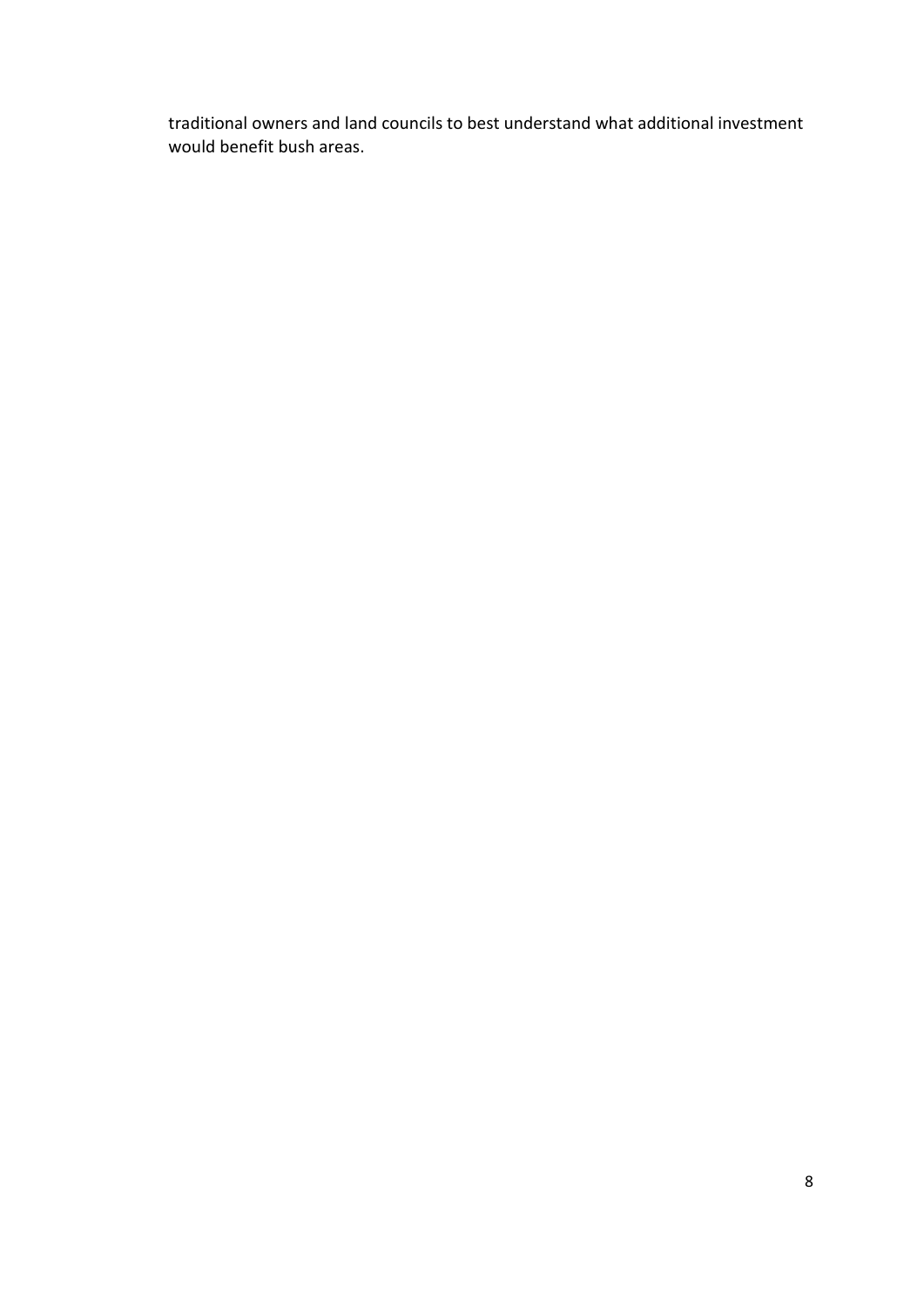traditional owners and land councils to best understand what additional investment would benefit bush areas.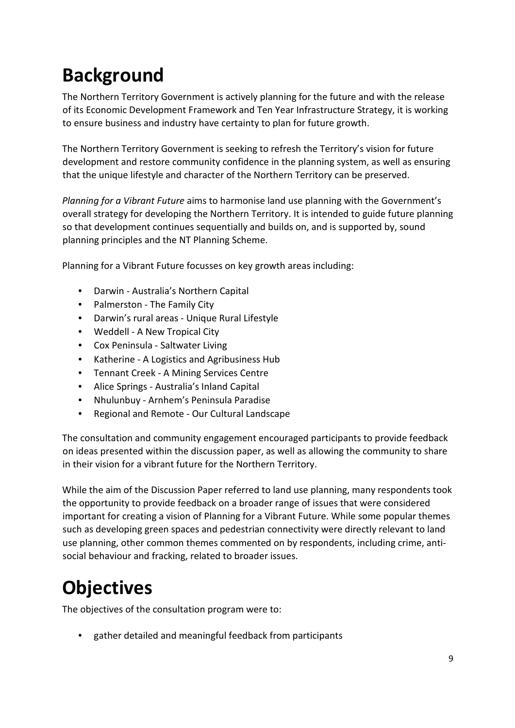# Background

The Northern Territory Government is actively planning for the future and with the release of its Economic Development Framework and Ten Year Infrastructure Strategy, it is working to ensure business and industry have certainty to plan for future growth.

The Northern Territory Government is seeking to refresh the Territory's vision for future development and restore community confidence in the planning system, as well as ensuring that the unique lifestyle and character of the Northern Territory can be preserved.

*Planning for a Vibrant Future* aims to harmonise land use planning with the Government's overall strategy for developing the Northern Territory. It is intended to guide future planning so that development continues sequentially and builds on, and is supported by, sound planning principles and the NT Planning Scheme.

Planning for a Vibrant Future focusses on key growth areas including:

- Darwin - Australia's Northern Capital
- Palmerston - The Family City
- Darwin's rural areas - Unique Rural Lifestyle
- Weddell - A New Tropical City
- Cox Peninsula - Saltwater Living
- Katherine - A Logistics and Agribusiness Hub
- Tennant Creek - A Mining Services Centre
- Alice Springs - Australia's Inland Capital
- Nhulunbuy - Arnhem's Peninsula Paradise
- Regional and Remote - Our Cultural Landscape

The consultation and community engagement encouraged participants to provide feedback on ideas presented within the discussion paper, as well as allowing the community to share in their vision for a vibrant future for the Northern Territory.

While the aim of the Discussion Paper referred to land use planning, many respondents took the opportunity to provide feedback on a broader range of issues that were considered important for creating a vision of Planning for a Vibrant Future. While some popular themes such as developing green spaces and pedestrian connectivity were directly relevant to land use planning, other common themes commented on by respondents, including crime, anti-social behaviour and fracking, related to broader issues.

# Objectives

The objectives of the consultation program were to:

- gather detailed and meaningful feedback from participants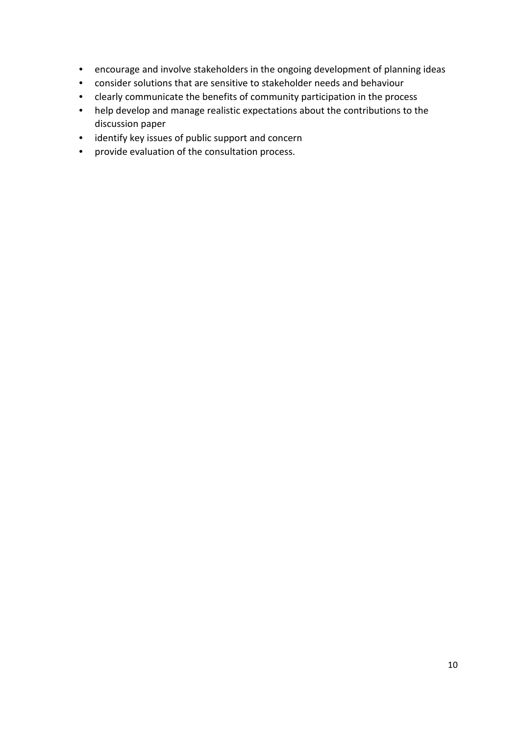- encourage and involve stakeholders in the ongoing development of planning ideas
- consider solutions that are sensitive to stakeholder needs and behaviour
- clearly communicate the benefits of community participation in the process
- help develop and manage realistic expectations about the contributions to the discussion paper
- identify key issues of public support and concern
- provide evaluation of the consultation process.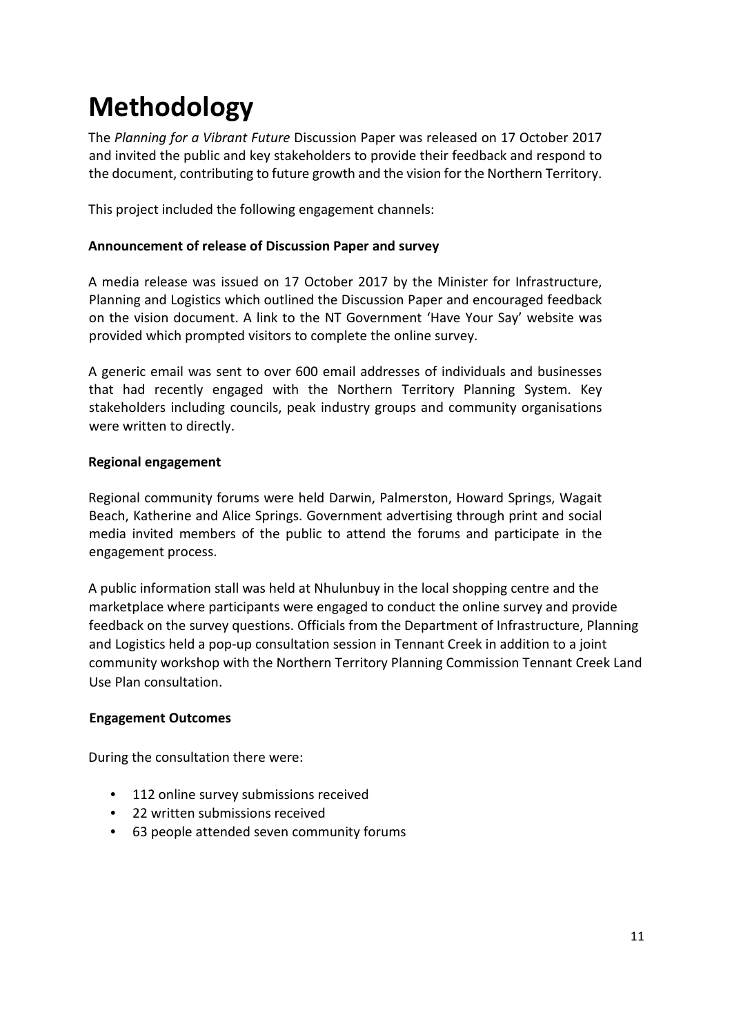# Methodology

The *Planning for a Vibrant Future* Discussion Paper was released on 17 October 2017 and invited the public and key stakeholders to provide their feedback and respond to the document, contributing to future growth and the vision for the Northern Territory.

This project included the following engagement channels:

**Announcement of release of Discussion Paper and survey**

A media release was issued on 17 October 2017 by the Minister for Infrastructure, Planning and Logistics which outlined the Discussion Paper and encouraged feedback on the vision document. A link to the NT Government 'Have Your Say' website was provided which prompted visitors to complete the online survey.

A generic email was sent to over 600 email addresses of individuals and businesses that had recently engaged with the Northern Territory Planning System. Key stakeholders including councils, peak industry groups and community organisations were written to directly.

**Regional engagement**

Regional community forums were held Darwin, Palmerston, Howard Springs, Wagait Beach, Katherine and Alice Springs. Government advertising through print and social media invited members of the public to attend the forums and participate in the engagement process.

A public information stall was held at Nhulunbuy in the local shopping centre and the marketplace where participants were engaged to conduct the online survey and provide feedback on the survey questions. Officials from the Department of Infrastructure, Planning and Logistics held a pop-up consultation session in Tennant Creek in addition to a joint community workshop with the Northern Territory Planning Commission Tennant Creek Land Use Plan consultation.

**Engagement Outcomes**

During the consultation there were:

- 112 online survey submissions received
- 22 written submissions received
- 63 people attended seven community forums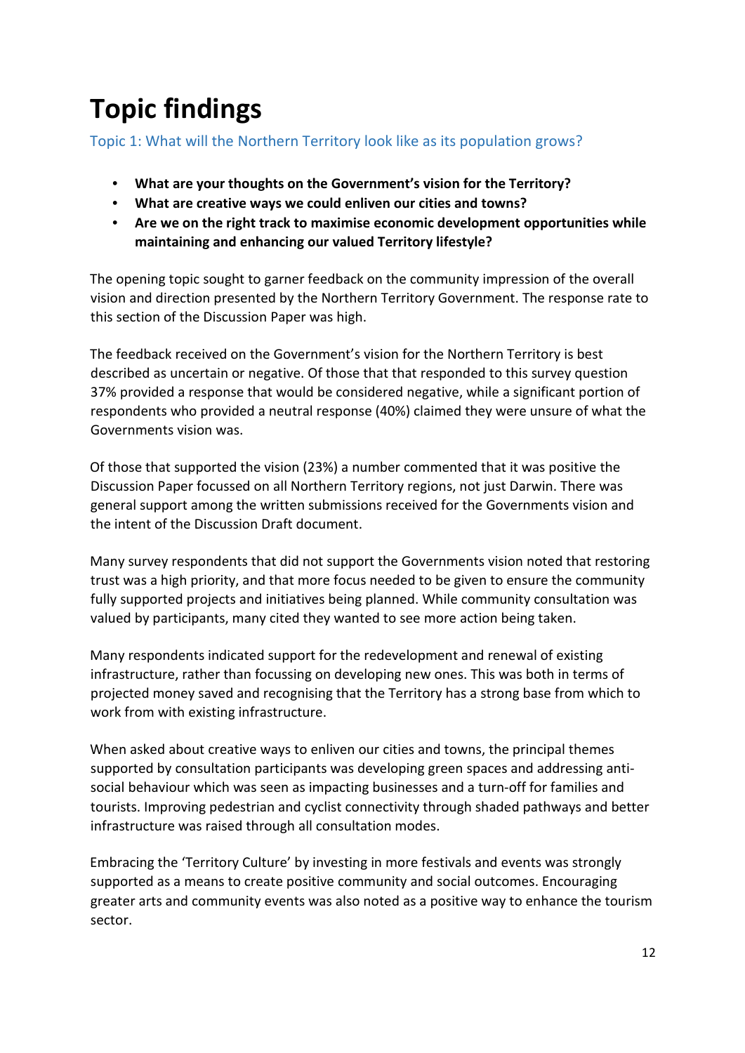# Topic findings

## Topic 1: What will the Northern Territory look like as its population grows?

- **What are your thoughts on the Government's vision for the Territory?**
- **What are creative ways we could enliven our cities and towns?**
- **Are we on the right track to maximise economic development opportunities while maintaining and enhancing our valued Territory lifestyle?**

The opening topic sought to garner feedback on the community impression of the overall vision and direction presented by the Northern Territory Government. The response rate to this section of the Discussion Paper was high.

The feedback received on the Government's vision for the Northern Territory is best described as uncertain or negative. Of those that that responded to this survey question 37% provided a response that would be considered negative, while a significant portion of respondents who provided a neutral response (40%) claimed they were unsure of what the Governments vision was.

Of those that supported the vision (23%) a number commented that it was positive the Discussion Paper focussed on all Northern Territory regions, not just Darwin. There was general support among the written submissions received for the Governments vision and the intent of the Discussion Draft document.

Many survey respondents that did not support the Governments vision noted that restoring trust was a high priority, and that more focus needed to be given to ensure the community fully supported projects and initiatives being planned. While community consultation was valued by participants, many cited they wanted to see more action being taken.

Many respondents indicated support for the redevelopment and renewal of existing infrastructure, rather than focussing on developing new ones. This was both in terms of projected money saved and recognising that the Territory has a strong base from which to work from with existing infrastructure.

When asked about creative ways to enliven our cities and towns, the principal themes supported by consultation participants was developing green spaces and addressing anti-social behaviour which was seen as impacting businesses and a turn-off for families and tourists. Improving pedestrian and cyclist connectivity through shaded pathways and better infrastructure was raised through all consultation modes.

Embracing the 'Territory Culture' by investing in more festivals and events was strongly supported as a means to create positive community and social outcomes. Encouraging greater arts and community events was also noted as a positive way to enhance the tourism sector.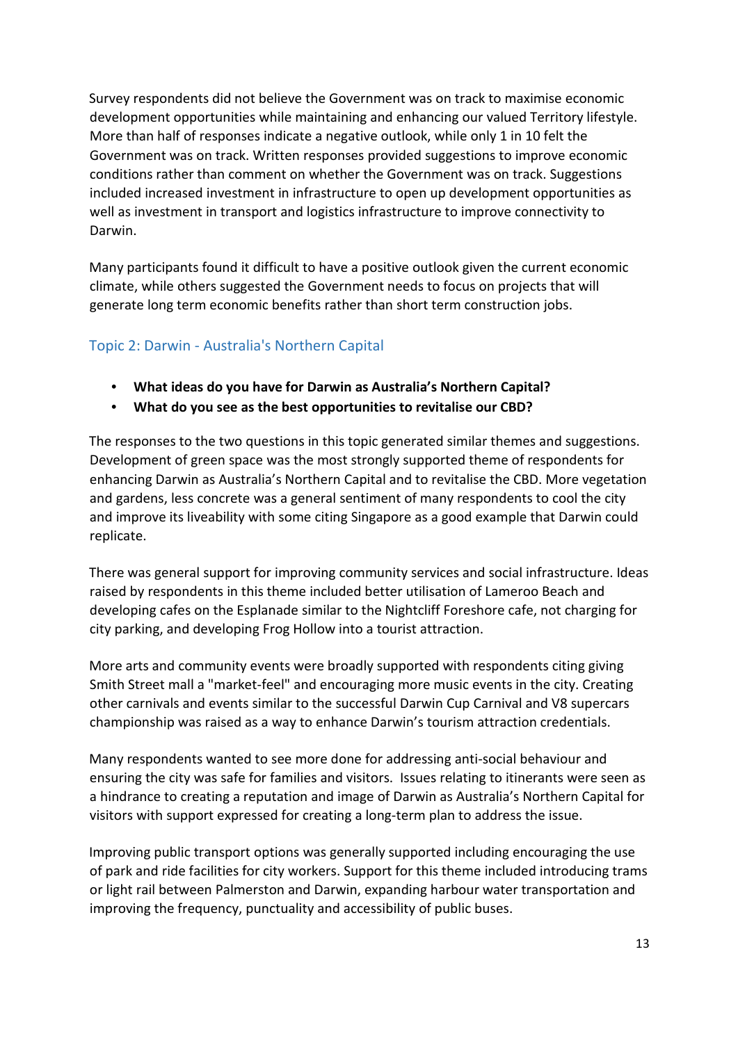Survey respondents did not believe the Government was on track to maximise economic development opportunities while maintaining and enhancing our valued Territory lifestyle. More than half of responses indicate a negative outlook, while only 1 in 10 felt the Government was on track. Written responses provided suggestions to improve economic conditions rather than comment on whether the Government was on track. Suggestions included increased investment in infrastructure to open up development opportunities as well as investment in transport and logistics infrastructure to improve connectivity to Darwin.

Many participants found it difficult to have a positive outlook given the current economic climate, while others suggested the Government needs to focus on projects that will generate long term economic benefits rather than short term construction jobs.

## Topic 2: Darwin - Australia's Northern Capital

- **What ideas do you have for Darwin as Australia's Northern Capital?**
- **What do you see as the best opportunities to revitalise our CBD?**

The responses to the two questions in this topic generated similar themes and suggestions. Development of green space was the most strongly supported theme of respondents for enhancing Darwin as Australia's Northern Capital and to revitalise the CBD. More vegetation and gardens, less concrete was a general sentiment of many respondents to cool the city and improve its liveability with some citing Singapore as a good example that Darwin could replicate.

There was general support for improving community services and social infrastructure. Ideas raised by respondents in this theme included better utilisation of Lameroo Beach and developing cafes on the Esplanade similar to the Nightcliff Foreshore cafe, not charging for city parking, and developing Frog Hollow into a tourist attraction.

More arts and community events were broadly supported with respondents citing giving Smith Street mall a "market-feel" and encouraging more music events in the city. Creating other carnivals and events similar to the successful Darwin Cup Carnival and V8 supercars championship was raised as a way to enhance Darwin's tourism attraction credentials.

Many respondents wanted to see more done for addressing anti-social behaviour and ensuring the city was safe for families and visitors. Issues relating to itinerants were seen as a hindrance to creating a reputation and image of Darwin as Australia's Northern Capital for visitors with support expressed for creating a long-term plan to address the issue.

Improving public transport options was generally supported including encouraging the use of park and ride facilities for city workers. Support for this theme included introducing trams or light rail between Palmerston and Darwin, expanding harbour water transportation and improving the frequency, punctuality and accessibility of public buses.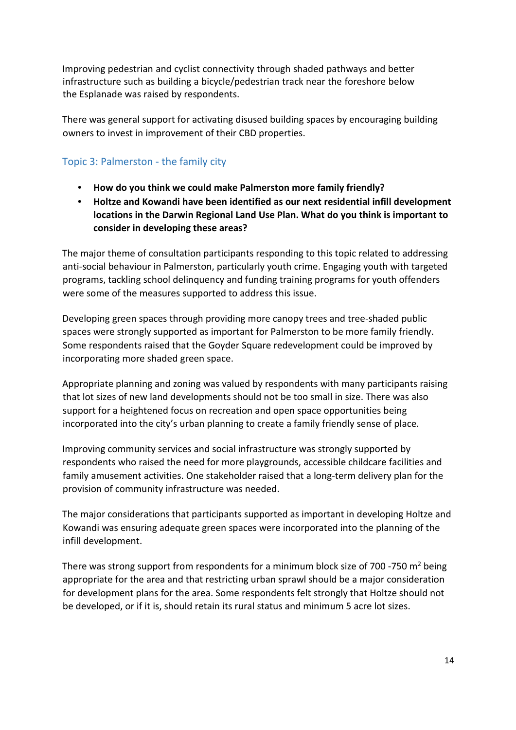Improving pedestrian and cyclist connectivity through shaded pathways and better infrastructure such as building a bicycle/pedestrian track near the foreshore below the Esplanade was raised by respondents.

There was general support for activating disused building spaces by encouraging building owners to invest in improvement of their CBD properties.

### Topic 3: Palmerston - the family city

- **How do you think we could make Palmerston more family friendly?**
- **Holtze and Kowandi have been identified as our next residential infill development locations in the Darwin Regional Land Use Plan. What do you think is important to consider in developing these areas?**

The major theme of consultation participants responding to this topic related to addressing anti-social behaviour in Palmerston, particularly youth crime. Engaging youth with targeted programs, tackling school delinquency and funding training programs for youth offenders were some of the measures supported to address this issue.

Developing green spaces through providing more canopy trees and tree-shaded public spaces were strongly supported as important for Palmerston to be more family friendly. Some respondents raised that the Goyder Square redevelopment could be improved by incorporating more shaded green space.

Appropriate planning and zoning was valued by respondents with many participants raising that lot sizes of new land developments should not be too small in size. There was also support for a heightened focus on recreation and open space opportunities being incorporated into the city's urban planning to create a family friendly sense of place.

Improving community services and social infrastructure was strongly supported by respondents who raised the need for more playgrounds, accessible childcare facilities and family amusement activities. One stakeholder raised that a long-term delivery plan for the provision of community infrastructure was needed.

The major considerations that participants supported as important in developing Holtze and Kowandi was ensuring adequate green spaces were incorporated into the planning of the infill development.

There was strong support from respondents for a minimum block size of 700 -750 $m^2$ being appropriate for the area and that restricting urban sprawl should be a major consideration for development plans for the area. Some respondents felt strongly that Holtze should not be developed, or if it is, should retain its rural status and minimum 5 acre lot sizes.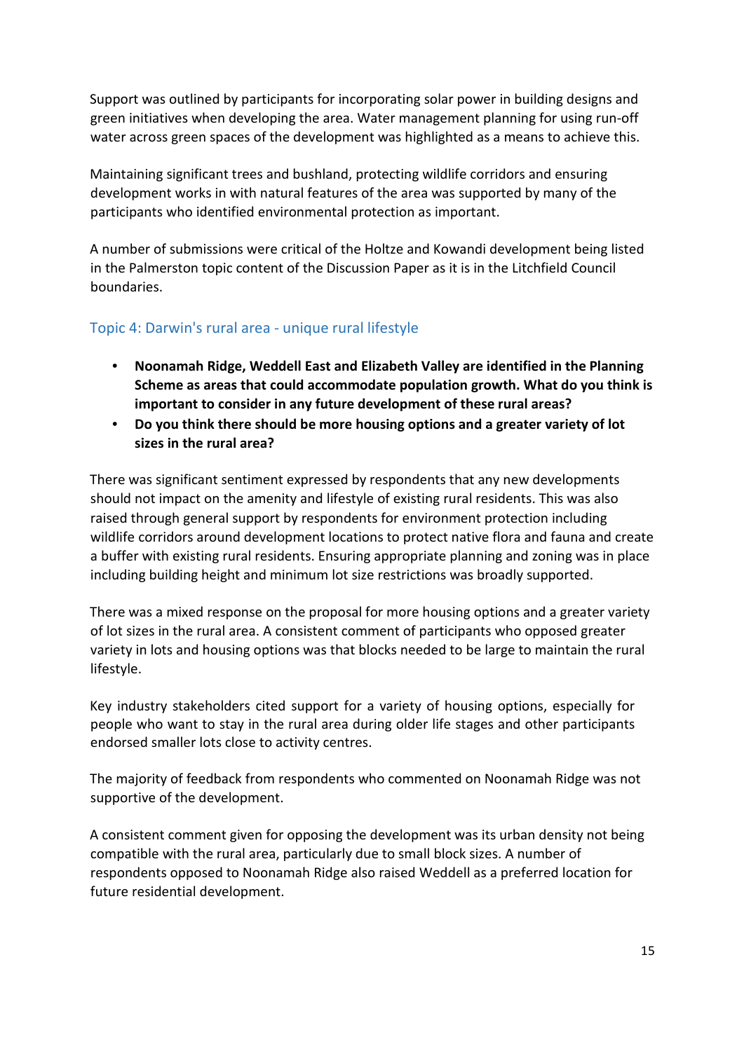Support was outlined by participants for incorporating solar power in building designs and green initiatives when developing the area. Water management planning for using run-off water across green spaces of the development was highlighted as a means to achieve this.

Maintaining significant trees and bushland, protecting wildlife corridors and ensuring development works in with natural features of the area was supported by many of the participants who identified environmental protection as important.

A number of submissions were critical of the Holtze and Kowandi development being listed in the Palmerston topic content of the Discussion Paper as it is in the Litchfield Council boundaries.

## Topic 4: Darwin's rural area - unique rural lifestyle

- **Noonamah Ridge, Weddell East and Elizabeth Valley are identified in the Planning Scheme as areas that could accommodate population growth. What do you think is important to consider in any future development of these rural areas?**
- **Do you think there should be more housing options and a greater variety of lot sizes in the rural area?**

There was significant sentiment expressed by respondents that any new developments should not impact on the amenity and lifestyle of existing rural residents. This was also raised through general support by respondents for environment protection including wildlife corridors around development locations to protect native flora and fauna and create a buffer with existing rural residents. Ensuring appropriate planning and zoning was in place including building height and minimum lot size restrictions was broadly supported.

There was a mixed response on the proposal for more housing options and a greater variety of lot sizes in the rural area. A consistent comment of participants who opposed greater variety in lots and housing options was that blocks needed to be large to maintain the rural lifestyle.

Key industry stakeholders cited support for a variety of housing options, especially for people who want to stay in the rural area during older life stages and other participants endorsed smaller lots close to activity centres.

The majority of feedback from respondents who commented on Noonamah Ridge was not supportive of the development.

A consistent comment given for opposing the development was its urban density not being compatible with the rural area, particularly due to small block sizes. A number of respondents opposed to Noonamah Ridge also raised Weddell as a preferred location for future residential development.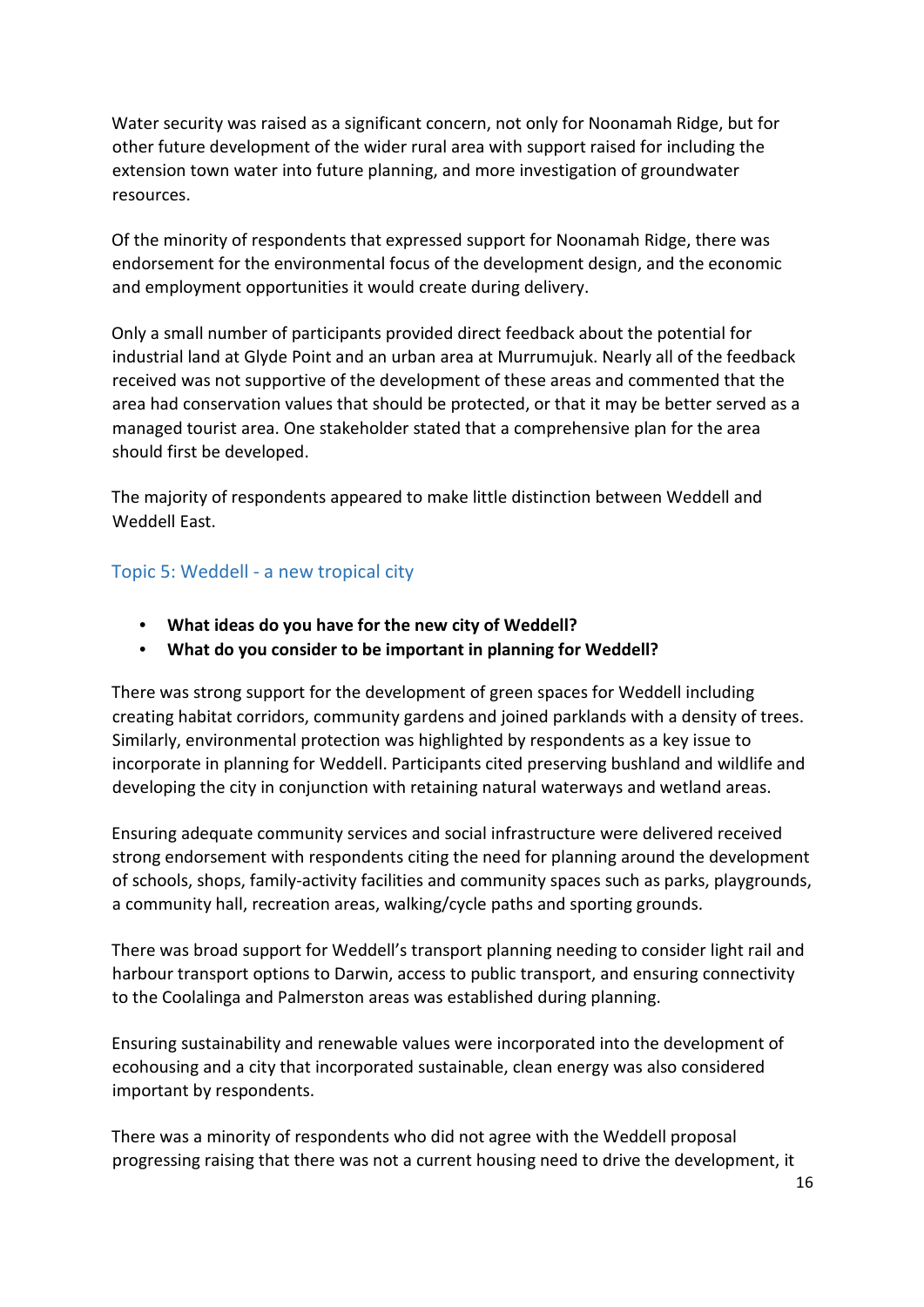Water security was raised as a significant concern, not only for Noonamah Ridge, but for other future development of the wider rural area with support raised for including the extension town water into future planning, and more investigation of groundwater resources.

Of the minority of respondents that expressed support for Noonamah Ridge, there was endorsement for the environmental focus of the development design, and the economic and employment opportunities it would create during delivery.

Only a small number of participants provided direct feedback about the potential for industrial land at Glyde Point and an urban area at Murrumujuk. Nearly all of the feedback received was not supportive of the development of these areas and commented that the area had conservation values that should be protected, or that it may be better served as a managed tourist area. One stakeholder stated that a comprehensive plan for the area should first be developed.

The majority of respondents appeared to make little distinction between Weddell and Weddell East.

## Topic 5: Weddell - a new tropical city

- **What ideas do you have for the new city of Weddell?**
- **What do you consider to be important in planning for Weddell?**

There was strong support for the development of green spaces for Weddell including creating habitat corridors, community gardens and joined parklands with a density of trees. Similarly, environmental protection was highlighted by respondents as a key issue to incorporate in planning for Weddell. Participants cited preserving bushland and wildlife and developing the city in conjunction with retaining natural waterways and wetland areas.

Ensuring adequate community services and social infrastructure were delivered received strong endorsement with respondents citing the need for planning around the development of schools, shops, family-activity facilities and community spaces such as parks, playgrounds, a community hall, recreation areas, walking/cycle paths and sporting grounds.

There was broad support for Weddell's transport planning needing to consider light rail and harbour transport options to Darwin, access to public transport, and ensuring connectivity to the Coolalinga and Palmerston areas was established during planning.

Ensuring sustainability and renewable values were incorporated into the development of ecohousing and a city that incorporated sustainable, clean energy was also considered important by respondents.

There was a minority of respondents who did not agree with the Weddell proposal progressing raising that there was not a current housing need to drive the development, it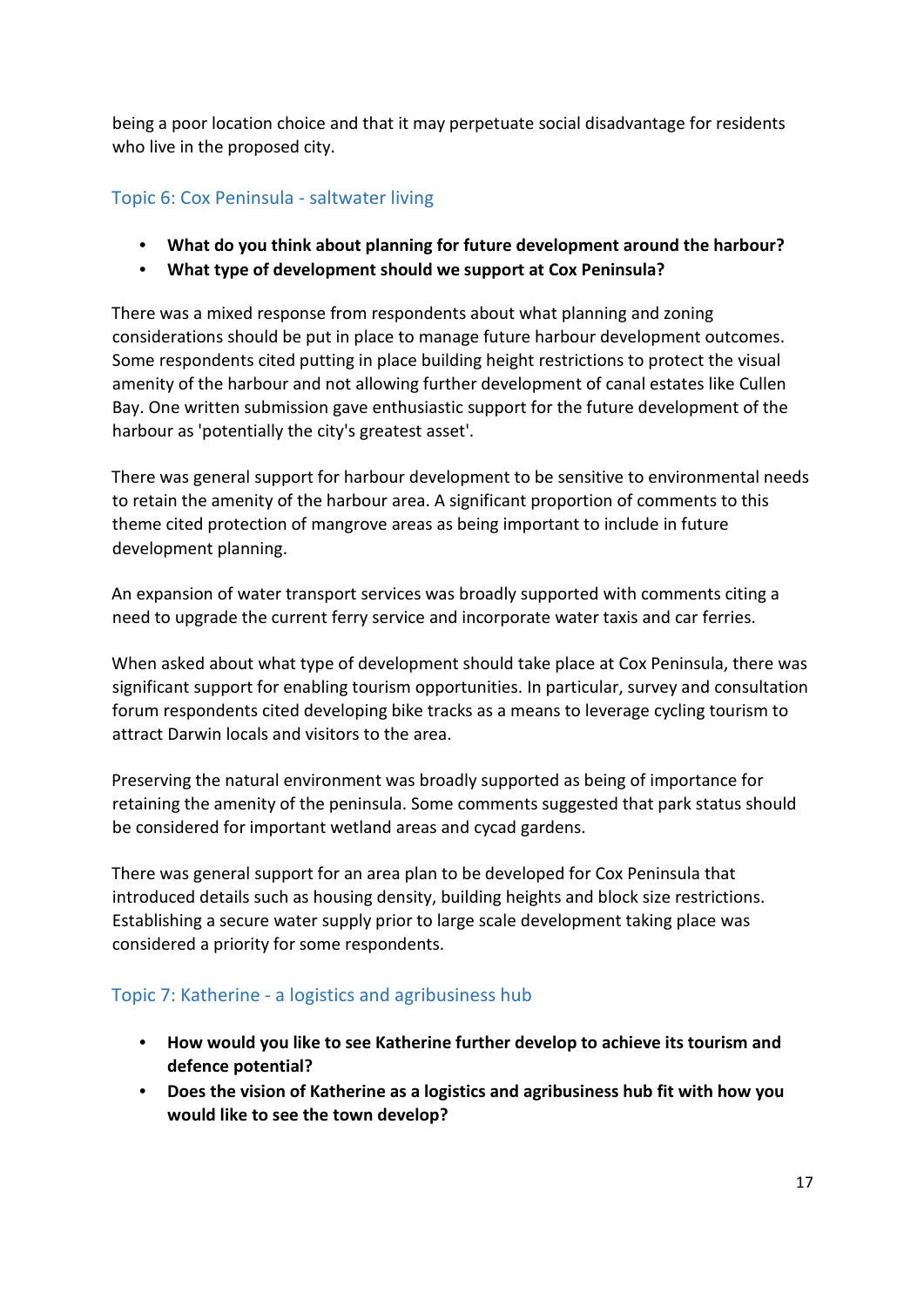being a poor location choice and that it may perpetuate social disadvantage for residents who live in the proposed city.

## Topic 6: Cox Peninsula - saltwater living

- **What do you think about planning for future development around the harbour?**
- **What type of development should we support at Cox Peninsula?**

There was a mixed response from respondents about what planning and zoning considerations should be put in place to manage future harbour development outcomes. Some respondents cited putting in place building height restrictions to protect the visual amenity of the harbour and not allowing further development of canal estates like Cullen Bay. One written submission gave enthusiastic support for the future development of the harbour as 'potentially the city's greatest asset'.

There was general support for harbour development to be sensitive to environmental needs to retain the amenity of the harbour area. A significant proportion of comments to this theme cited protection of mangrove areas as being important to include in future development planning.

An expansion of water transport services was broadly supported with comments citing a need to upgrade the current ferry service and incorporate water taxis and car ferries.

When asked about what type of development should take place at Cox Peninsula, there was significant support for enabling tourism opportunities. In particular, survey and consultation forum respondents cited developing bike tracks as a means to leverage cycling tourism to attract Darwin locals and visitors to the area.

Preserving the natural environment was broadly supported as being of importance for retaining the amenity of the peninsula. Some comments suggested that park status should be considered for important wetland areas and cycad gardens.

There was general support for an area plan to be developed for Cox Peninsula that introduced details such as housing density, building heights and block size restrictions. Establishing a secure water supply prior to large scale development taking place was considered a priority for some respondents.

## Topic 7: Katherine - a logistics and agribusiness hub

- **How would you like to see Katherine further develop to achieve its tourism and defence potential?**
- **Does the vision of Katherine as a logistics and agribusiness hub fit with how you would like to see the town develop?**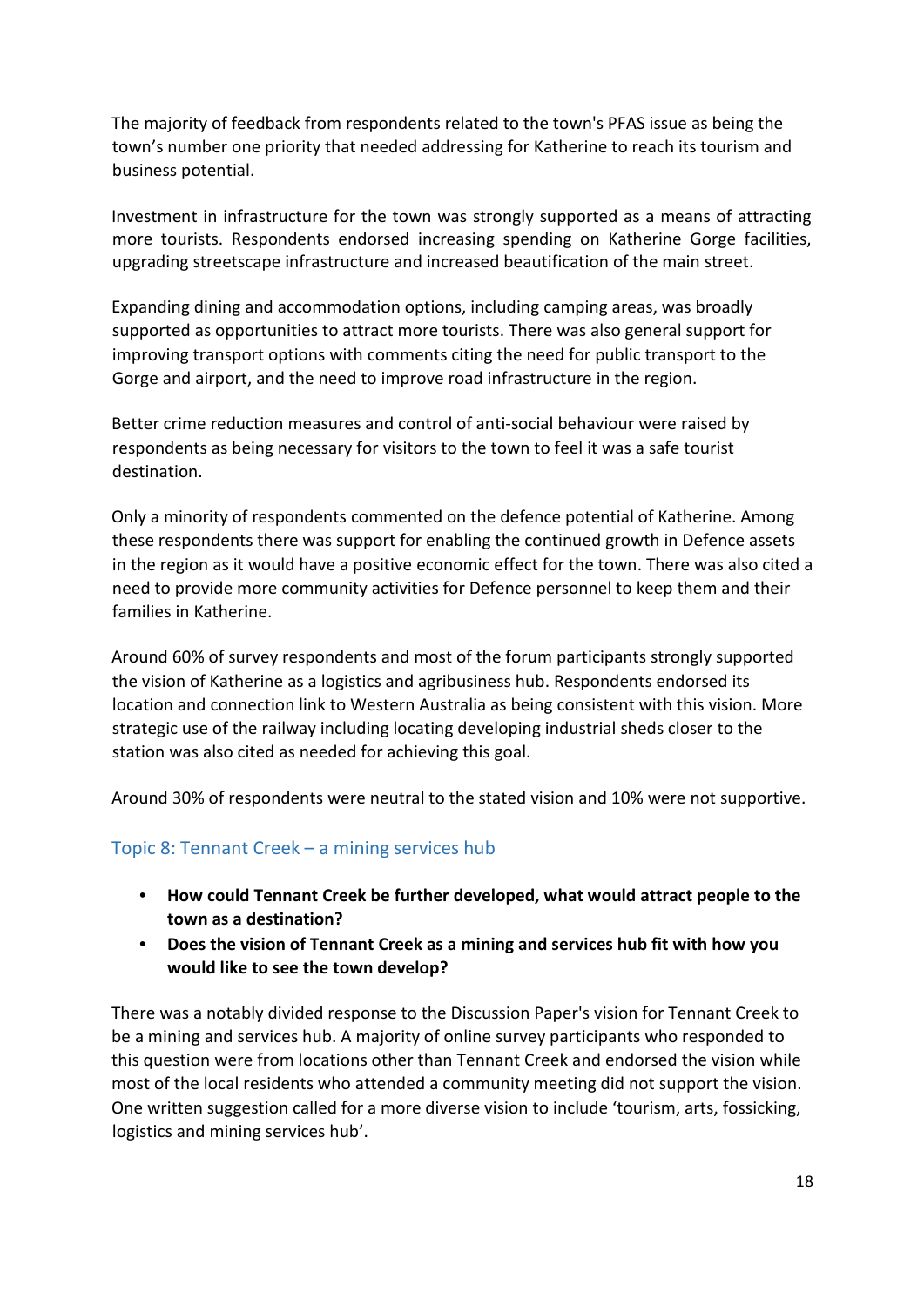The majority of feedback from respondents related to the town's PFAS issue as being the town's number one priority that needed addressing for Katherine to reach its tourism and business potential.

Investment in infrastructure for the town was strongly supported as a means of attracting more tourists. Respondents endorsed increasing spending on Katherine Gorge facilities, upgrading streetscape infrastructure and increased beautification of the main street.

Expanding dining and accommodation options, including camping areas, was broadly supported as opportunities to attract more tourists. There was also general support for improving transport options with comments citing the need for public transport to the Gorge and airport, and the need to improve road infrastructure in the region.

Better crime reduction measures and control of anti-social behaviour were raised by respondents as being necessary for visitors to the town to feel it was a safe tourist destination.

Only a minority of respondents commented on the defence potential of Katherine. Among these respondents there was support for enabling the continued growth in Defence assets in the region as it would have a positive economic effect for the town. There was also cited a need to provide more community activities for Defence personnel to keep them and their families in Katherine.

Around 60% of survey respondents and most of the forum participants strongly supported the vision of Katherine as a logistics and agribusiness hub. Respondents endorsed its location and connection link to Western Australia as being consistent with this vision. More strategic use of the railway including locating developing industrial sheds closer to the station was also cited as needed for achieving this goal.

Around 30% of respondents were neutral to the stated vision and 10% were not supportive.

### Topic 8: Tennant Creek – a mining services hub

- **How could Tennant Creek be further developed, what would attract people to the town as a destination?**
- **Does the vision of Tennant Creek as a mining and services hub fit with how you would like to see the town develop?**

There was a notably divided response to the Discussion Paper's vision for Tennant Creek to be a mining and services hub. A majority of online survey participants who responded to this question were from locations other than Tennant Creek and endorsed the vision while most of the local residents who attended a community meeting did not support the vision. One written suggestion called for a more diverse vision to include 'tourism, arts, fossicking, logistics and mining services hub'.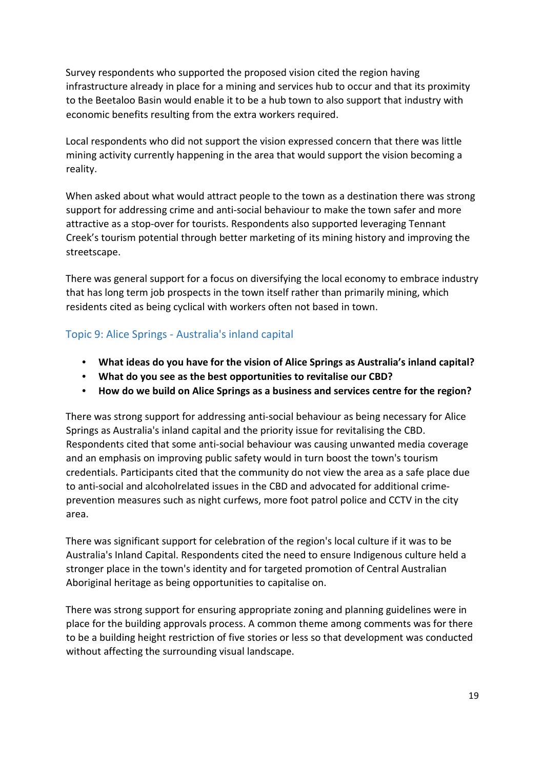Survey respondents who supported the proposed vision cited the region having infrastructure already in place for a mining and services hub to occur and that its proximity to the Beetaloo Basin would enable it to be a hub town to also support that industry with economic benefits resulting from the extra workers required.

Local respondents who did not support the vision expressed concern that there was little mining activity currently happening in the area that would support the vision becoming a reality.

When asked about what would attract people to the town as a destination there was strong support for addressing crime and anti-social behaviour to make the town safer and more attractive as a stop-over for tourists. Respondents also supported leveraging Tennant Creek's tourism potential through better marketing of its mining history and improving the streetscape.

There was general support for a focus on diversifying the local economy to embrace industry that has long term job prospects in the town itself rather than primarily mining, which residents cited as being cyclical with workers often not based in town.

### Topic 9: Alice Springs - Australia's inland capital

- **What ideas do you have for the vision of Alice Springs as Australia's inland capital?**
- **What do you see as the best opportunities to revitalise our CBD?**
- **How do we build on Alice Springs as a business and services centre for the region?**

There was strong support for addressing anti-social behaviour as being necessary for Alice Springs as Australia's inland capital and the priority issue for revitalising the CBD. Respondents cited that some anti-social behaviour was causing unwanted media coverage and an emphasis on improving public safety would in turn boost the town's tourism credentials. Participants cited that the community do not view the area as a safe place due to anti-social and alcoholrelated issues in the CBD and advocated for additional crime-prevention measures such as night curfews, more foot patrol police and CCTV in the city area.

There was significant support for celebration of the region's local culture if it was to be Australia's Inland Capital. Respondents cited the need to ensure Indigenous culture held a stronger place in the town's identity and for targeted promotion of Central Australian Aboriginal heritage as being opportunities to capitalise on.

There was strong support for ensuring appropriate zoning and planning guidelines were in place for the building approvals process. A common theme among comments was for there to be a building height restriction of five stories or less so that development was conducted without affecting the surrounding visual landscape.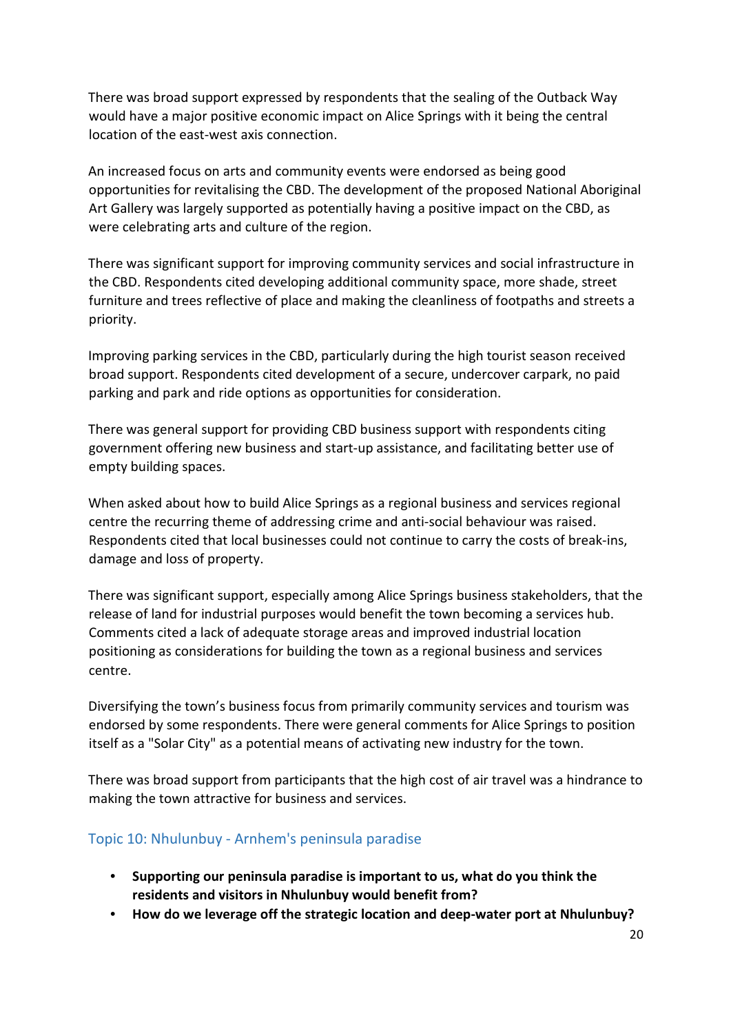There was broad support expressed by respondents that the sealing of the Outback Way would have a major positive economic impact on Alice Springs with it being the central location of the east-west axis connection.

An increased focus on arts and community events were endorsed as being good opportunities for revitalising the CBD. The development of the proposed National Aboriginal Art Gallery was largely supported as potentially having a positive impact on the CBD, as were celebrating arts and culture of the region.

There was significant support for improving community services and social infrastructure in the CBD. Respondents cited developing additional community space, more shade, street furniture and trees reflective of place and making the cleanliness of footpaths and streets a priority.

Improving parking services in the CBD, particularly during the high tourist season received broad support. Respondents cited development of a secure, undercover carpark, no paid parking and park and ride options as opportunities for consideration.

There was general support for providing CBD business support with respondents citing government offering new business and start-up assistance, and facilitating better use of empty building spaces.

When asked about how to build Alice Springs as a regional business and services regional centre the recurring theme of addressing crime and anti-social behaviour was raised. Respondents cited that local businesses could not continue to carry the costs of break-ins, damage and loss of property.

There was significant support, especially among Alice Springs business stakeholders, that the release of land for industrial purposes would benefit the town becoming a services hub. Comments cited a lack of adequate storage areas and improved industrial location positioning as considerations for building the town as a regional business and services centre.

Diversifying the town's business focus from primarily community services and tourism was endorsed by some respondents. There were general comments for Alice Springs to position itself as a "Solar City" as a potential means of activating new industry for the town.

There was broad support from participants that the high cost of air travel was a hindrance to making the town attractive for business and services.

## Topic 10: Nhulunbuy - Arnhem's peninsula paradise

- **Supporting our peninsula paradise is important to us, what do you think the residents and visitors in Nhulunbuy would benefit from?**
- **How do we leverage off the strategic location and deep-water port at Nhulunbuy?**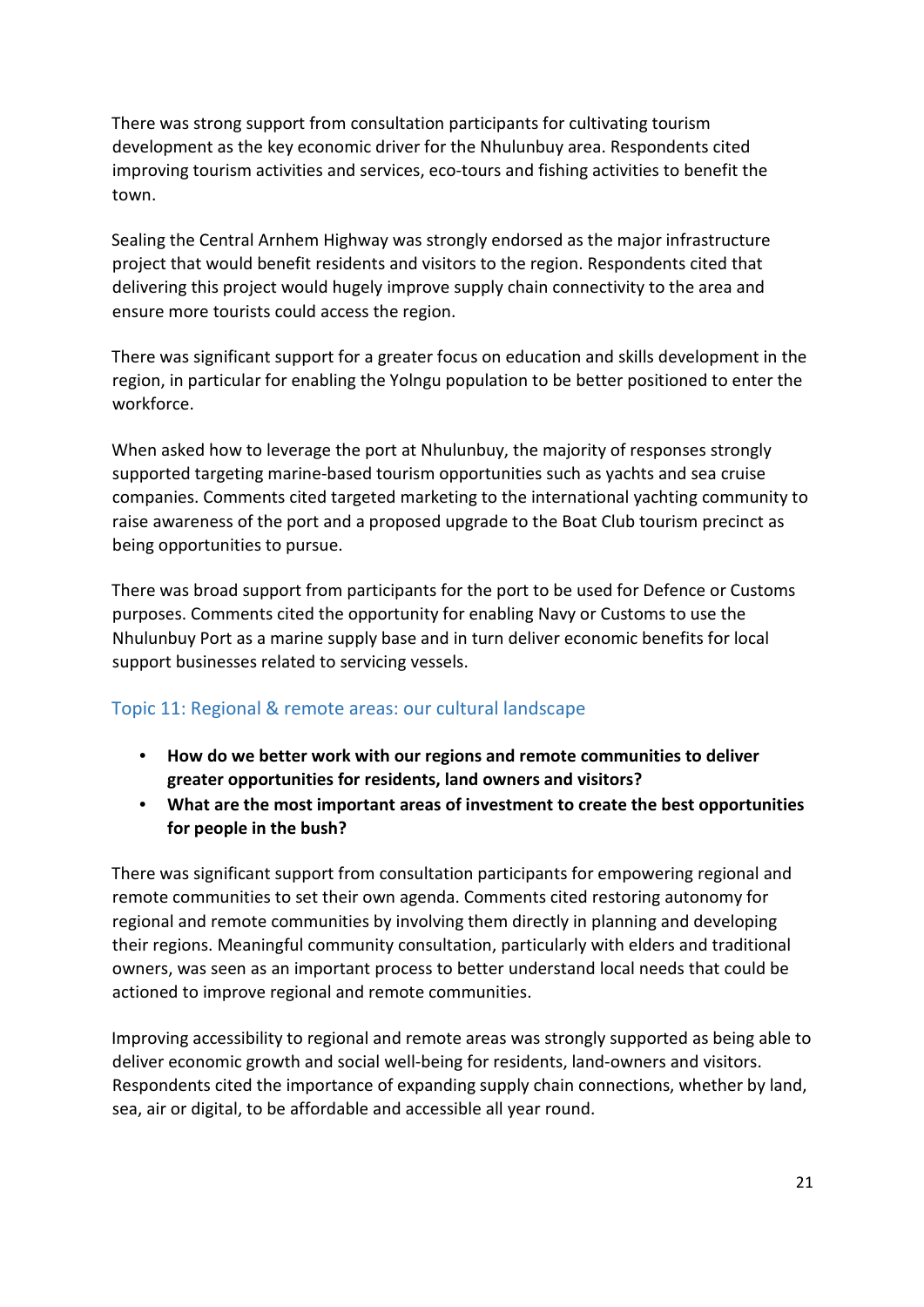There was strong support from consultation participants for cultivating tourism development as the key economic driver for the Nhulunbuy area. Respondents cited improving tourism activities and services, eco-tours and fishing activities to benefit the town.

Sealing the Central Arnhem Highway was strongly endorsed as the major infrastructure project that would benefit residents and visitors to the region. Respondents cited that delivering this project would hugely improve supply chain connectivity to the area and ensure more tourists could access the region.

There was significant support for a greater focus on education and skills development in the region, in particular for enabling the Yolngu population to be better positioned to enter the workforce.

When asked how to leverage the port at Nhulunbuy, the majority of responses strongly supported targeting marine-based tourism opportunities such as yachts and sea cruise companies. Comments cited targeted marketing to the international yachting community to raise awareness of the port and a proposed upgrade to the Boat Club tourism precinct as being opportunities to pursue.

There was broad support from participants for the port to be used for Defence or Customs purposes. Comments cited the opportunity for enabling Navy or Customs to use the Nhulunbuy Port as a marine supply base and in turn deliver economic benefits for local support businesses related to servicing vessels.

## Topic 11: Regional & remote areas: our cultural landscape

- **How do we better work with our regions and remote communities to deliver greater opportunities for residents, land owners and visitors?**
- **What are the most important areas of investment to create the best opportunities for people in the bush?**

There was significant support from consultation participants for empowering regional and remote communities to set their own agenda. Comments cited restoring autonomy for regional and remote communities by involving them directly in planning and developing their regions. Meaningful community consultation, particularly with elders and traditional owners, was seen as an important process to better understand local needs that could be actioned to improve regional and remote communities.

Improving accessibility to regional and remote areas was strongly supported as being able to deliver economic growth and social well-being for residents, land-owners and visitors. Respondents cited the importance of expanding supply chain connections, whether by land, sea, air or digital, to be affordable and accessible all year round.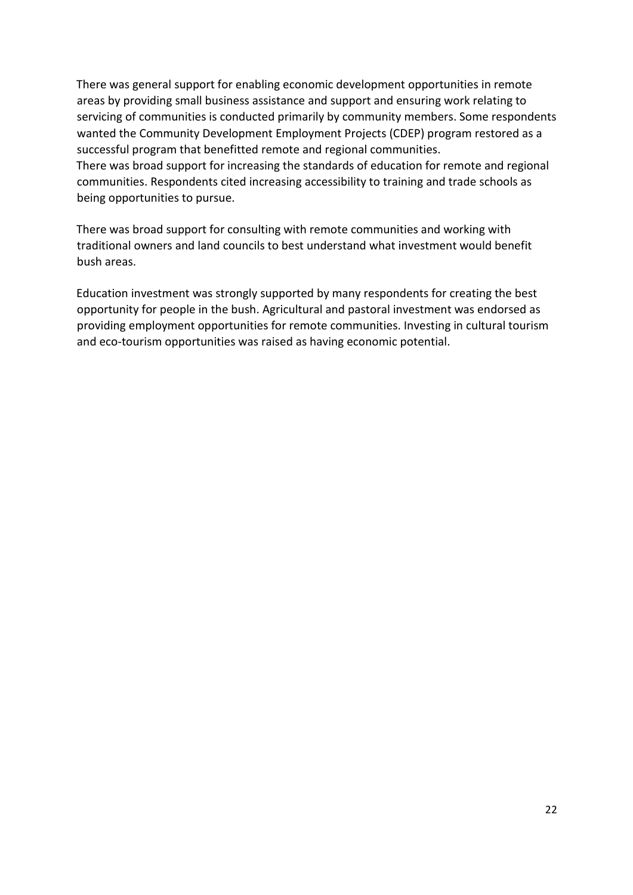There was general support for enabling economic development opportunities in remote areas by providing small business assistance and support and ensuring work relating to servicing of communities is conducted primarily by community members. Some respondents wanted the Community Development Employment Projects (CDEP) program restored as a successful program that benefitted remote and regional communities.
There was broad support for increasing the standards of education for remote and regional communities. Respondents cited increasing accessibility to training and trade schools as being opportunities to pursue.

There was broad support for consulting with remote communities and working with traditional owners and land councils to best understand what investment would benefit bush areas.

Education investment was strongly supported by many respondents for creating the best opportunity for people in the bush. Agricultural and pastoral investment was endorsed as providing employment opportunities for remote communities. Investing in cultural tourism and eco-tourism opportunities was raised as having economic potential.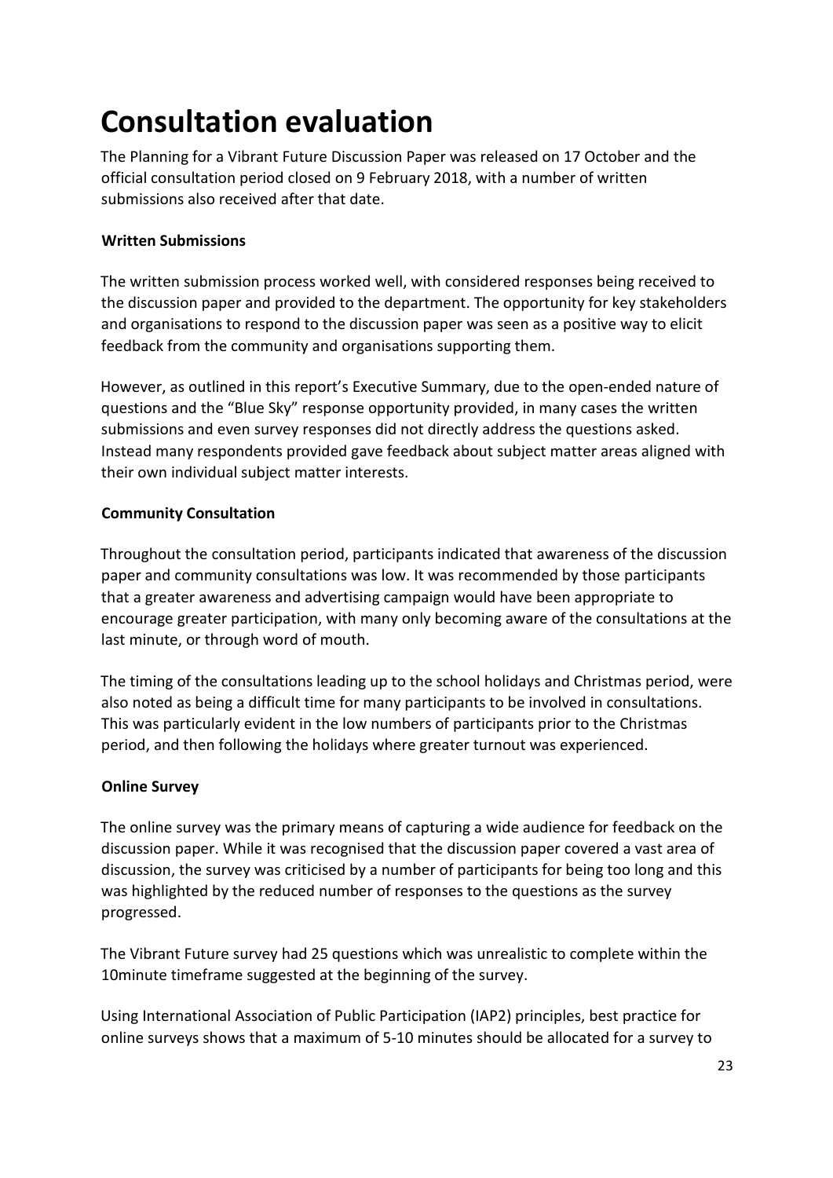# Consultation evaluation

The Planning for a Vibrant Future Discussion Paper was released on 17 October and the official consultation period closed on 9 February 2018, with a number of written submissions also received after that date.

**Written Submissions**

The written submission process worked well, with considered responses being received to the discussion paper and provided to the department. The opportunity for key stakeholders and organisations to respond to the discussion paper was seen as a positive way to elicit feedback from the community and organisations supporting them.

However, as outlined in this report's Executive Summary, due to the open-ended nature of questions and the "Blue Sky" response opportunity provided, in many cases the written submissions and even survey responses did not directly address the questions asked. Instead many respondents provided gave feedback about subject matter areas aligned with their own individual subject matter interests.

**Community Consultation**

Throughout the consultation period, participants indicated that awareness of the discussion paper and community consultations was low. It was recommended by those participants that a greater awareness and advertising campaign would have been appropriate to encourage greater participation, with many only becoming aware of the consultations at the last minute, or through word of mouth.

The timing of the consultations leading up to the school holidays and Christmas period, were also noted as being a difficult time for many participants to be involved in consultations. This was particularly evident in the low numbers of participants prior to the Christmas period, and then following the holidays where greater turnout was experienced.

**Online Survey**

The online survey was the primary means of capturing a wide audience for feedback on the discussion paper. While it was recognised that the discussion paper covered a vast area of discussion, the survey was criticised by a number of participants for being too long and this was highlighted by the reduced number of responses to the questions as the survey progressed.

The Vibrant Future survey had 25 questions which was unrealistic to complete within the 10minute timeframe suggested at the beginning of the survey.

Using International Association of Public Participation (IAP2) principles, best practice for online surveys shows that a maximum of 5-10 minutes should be allocated for a survey to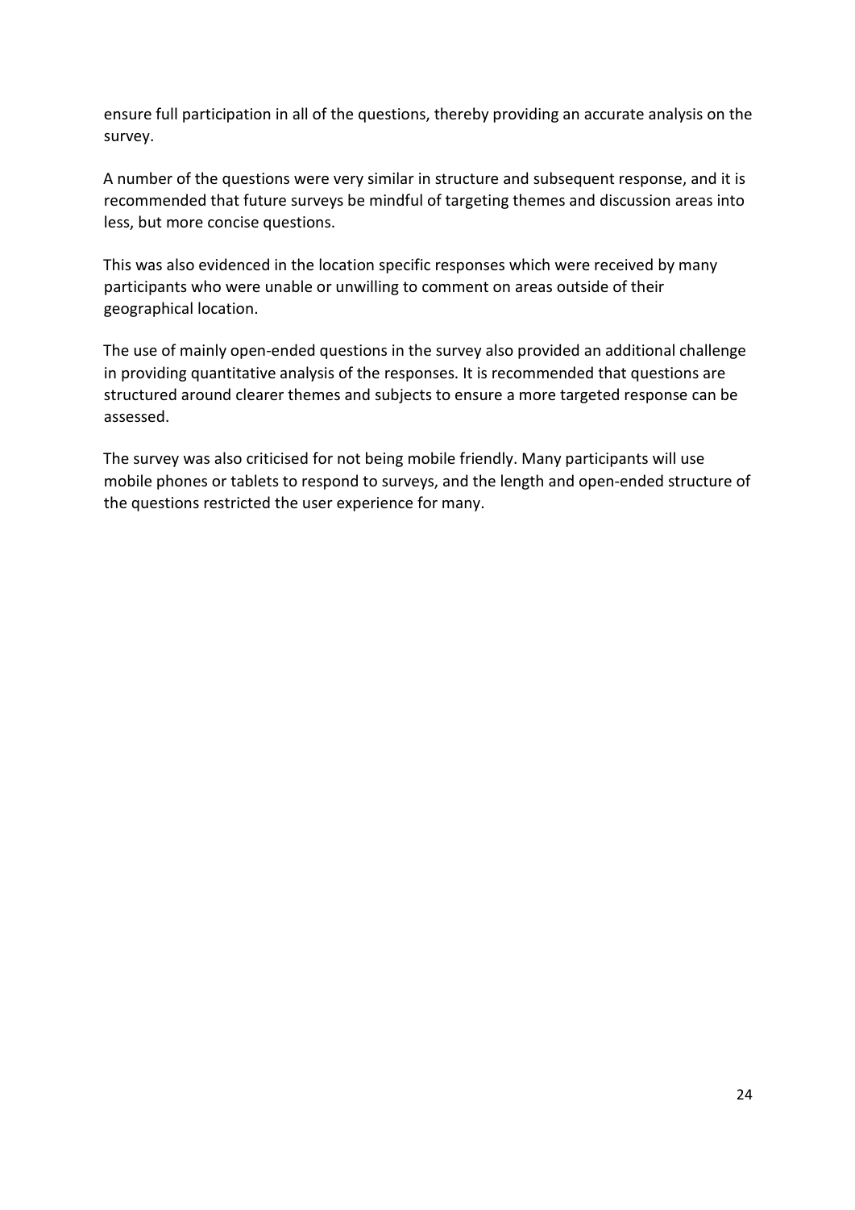ensure full participation in all of the questions, thereby providing an accurate analysis on the survey.

A number of the questions were very similar in structure and subsequent response, and it is recommended that future surveys be mindful of targeting themes and discussion areas into less, but more concise questions.

This was also evidenced in the location specific responses which were received by many participants who were unable or unwilling to comment on areas outside of their geographical location.

The use of mainly open-ended questions in the survey also provided an additional challenge in providing quantitative analysis of the responses. It is recommended that questions are structured around clearer themes and subjects to ensure a more targeted response can be assessed.

The survey was also criticised for not being mobile friendly. Many participants will use mobile phones or tablets to respond to surveys, and the length and open-ended structure of the questions restricted the user experience for many.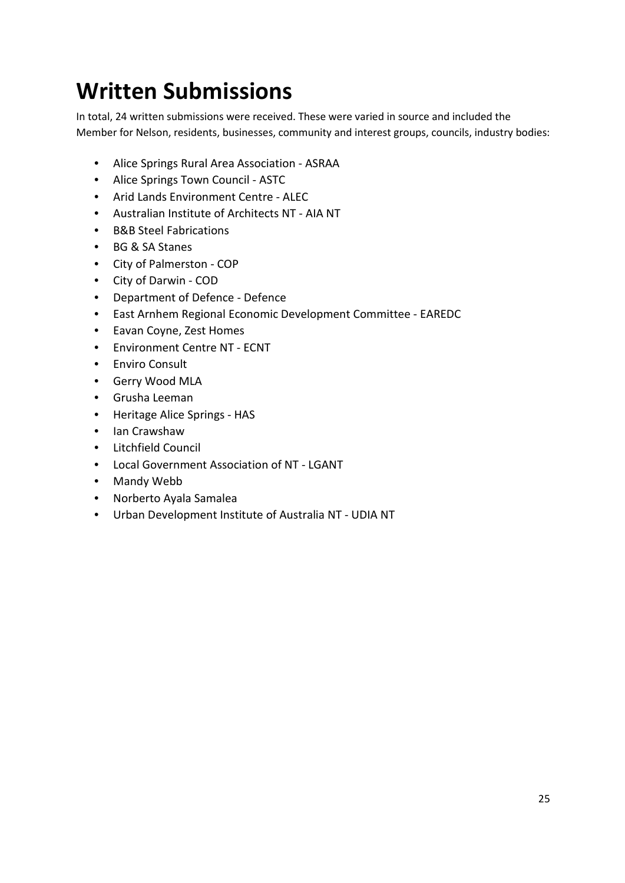# Written Submissions

In total, 24 written submissions were received. These were varied in source and included the Member for Nelson, residents, businesses, community and interest groups, councils, industry bodies:

- Alice Springs Rural Area Association - ASRAA
- Alice Springs Town Council - ASTC
- Arid Lands Environment Centre - ALEC
- Australian Institute of Architects NT - AIA NT
- B&B Steel Fabrications
- BG & SA Stanes
- City of Palmerston - COP
- City of Darwin - COD
- Department of Defence - Defence
- East Arnhem Regional Economic Development Committee - EAREDC
- Eavan Coyne, Zest Homes
- Environment Centre NT - ECNT
- Enviro Consult
- Gerry Wood MLA
- Grusha Leeman
- Heritage Alice Springs - HAS
- Ian Crawshaw
- Litchfield Council
- Local Government Association of NT - LGANT
- Mandy Webb
- Norberto Ayala Samalea
- Urban Development Institute of Australia NT - UDIA NT